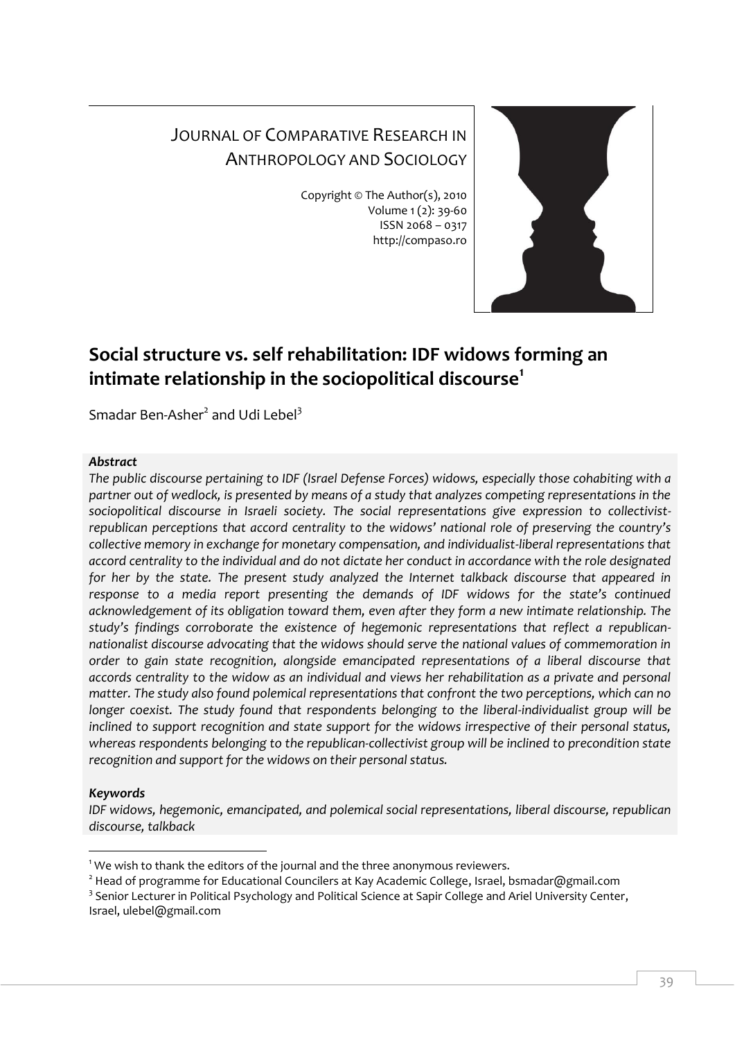JOURNAL OF COMPARATIVE RESEARCH IN ANTHROPOLOGY AND SOCIOLOGY

Copyright © The Author(s), 2010
Volume 1 (2): 39-60
ISSN 2068 – 0317
http://compaso.ro

# Social structure vs. self rehabilitation: IDF widows forming an intimate relationship in the sociopolitical discourse[1]

Smadar Ben-Asher[2] and Udi Lebel[3]

***Abstract***

*The public discourse pertaining to IDF (Israel Defense Forces) widows, especially those cohabiting with a partner out of wedlock, is presented by means of a study that analyzes competing representations in the sociopolitical discourse in Israeli society. The social representations give expression to collectivist-republican perceptions that accord centrality to the widows' national role of preserving the country's collective memory in exchange for monetary compensation, and individualist-liberal representations that accord centrality to the individual and do not dictate her conduct in accordance with the role designated for her by the state. The present study analyzed the Internet talkback discourse that appeared in response to a media report presenting the demands of IDF widows for the state's continued acknowledgement of its obligation toward them, even after they form a new intimate relationship. The study's findings corroborate the existence of hegemonic representations that reflect a republican-nationalist discourse advocating that the widows should serve the national values of commemoration in order to gain state recognition, alongside emancipated representations of a liberal discourse that accords centrality to the widow as an individual and views her rehabilitation as a private and personal matter. The study also found polemical representations that confront the two perceptions, which can no longer coexist. The study found that respondents belonging to the liberal-individualist group will be inclined to support recognition and state support for the widows irrespective of their personal status, whereas respondents belonging to the republican-collectivist group will be inclined to precondition state recognition and support for the widows on their personal status.*

***Keywords***

*IDF widows, hegemonic, emancipated, and polemical social representations, liberal discourse, republican discourse, talkback*

---

[1] We wish to thank the editors of the journal and the three anonymous reviewers.

[2] Head of programme for Educational Councilers at Kay Academic College, Israel, bsmadar@gmail.com

[3] Senior Lecturer in Political Psychology and Political Science at Sapir College and Ariel University Center, Israel, ulebel@gmail.com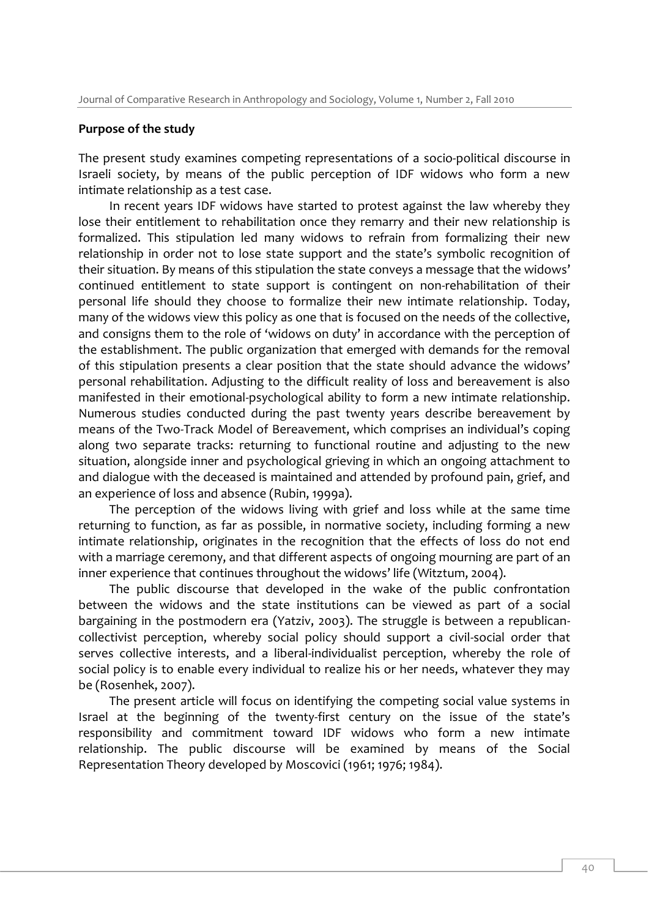**Purpose of the study**

The present study examines competing representations of a socio-political discourse in Israeli society, by means of the public perception of IDF widows who form a new intimate relationship as a test case.

In recent years IDF widows have started to protest against the law whereby they lose their entitlement to rehabilitation once they remarry and their new relationship is formalized. This stipulation led many widows to refrain from formalizing their new relationship in order not to lose state support and the state's symbolic recognition of their situation. By means of this stipulation the state conveys a message that the widows' continued entitlement to state support is contingent on non-rehabilitation of their personal life should they choose to formalize their new intimate relationship. Today, many of the widows view this policy as one that is focused on the needs of the collective, and consigns them to the role of 'widows on duty' in accordance with the perception of the establishment. The public organization that emerged with demands for the removal of this stipulation presents a clear position that the state should advance the widows' personal rehabilitation. Adjusting to the difficult reality of loss and bereavement is also manifested in their emotional-psychological ability to form a new intimate relationship. Numerous studies conducted during the past twenty years describe bereavement by means of the Two-Track Model of Bereavement, which comprises an individual's coping along two separate tracks: returning to functional routine and adjusting to the new situation, alongside inner and psychological grieving in which an ongoing attachment to and dialogue with the deceased is maintained and attended by profound pain, grief, and an experience of loss and absence (Rubin, 1999a).

The perception of the widows living with grief and loss while at the same time returning to function, as far as possible, in normative society, including forming a new intimate relationship, originates in the recognition that the effects of loss do not end with a marriage ceremony, and that different aspects of ongoing mourning are part of an inner experience that continues throughout the widows' life (Witztum, 2004).

The public discourse that developed in the wake of the public confrontation between the widows and the state institutions can be viewed as part of a social bargaining in the postmodern era (Yatziv, 2003). The struggle is between a republican-collectivist perception, whereby social policy should support a civil-social order that serves collective interests, and a liberal-individualist perception, whereby the role of social policy is to enable every individual to realize his or her needs, whatever they may be (Rosenhek, 2007).

The present article will focus on identifying the competing social value systems in Israel at the beginning of the twenty-first century on the issue of the state's responsibility and commitment toward IDF widows who form a new intimate relationship. The public discourse will be examined by means of the Social Representation Theory developed by Moscovici (1961; 1976; 1984).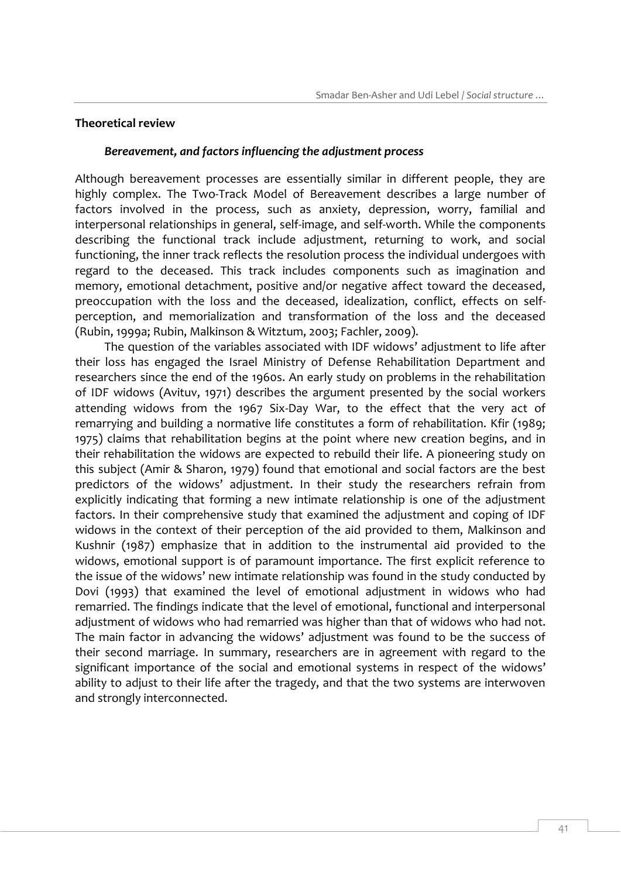## Theoretical review

### *Bereavement, and factors influencing the adjustment process*

Although bereavement processes are essentially similar in different people, they are highly complex. The Two-Track Model of Bereavement describes a large number of factors involved in the process, such as anxiety, depression, worry, familial and interpersonal relationships in general, self-image, and self-worth. While the components describing the functional track include adjustment, returning to work, and social functioning, the inner track reflects the resolution process the individual undergoes with regard to the deceased. This track includes components such as imagination and memory, emotional detachment, positive and/or negative affect toward the deceased, preoccupation with the loss and the deceased, idealization, conflict, effects on self-perception, and memorialization and transformation of the loss and the deceased (Rubin, 1999a; Rubin, Malkinson & Witztum, 2003; Fachler, 2009).

The question of the variables associated with IDF widows' adjustment to life after their loss has engaged the Israel Ministry of Defense Rehabilitation Department and researchers since the end of the 1960s. An early study on problems in the rehabilitation of IDF widows (Avituv, 1971) describes the argument presented by the social workers attending widows from the 1967 Six-Day War, to the effect that the very act of remarrying and building a normative life constitutes a form of rehabilitation. Kfir (1989; 1975) claims that rehabilitation begins at the point where new creation begins, and in their rehabilitation the widows are expected to rebuild their life. A pioneering study on this subject (Amir & Sharon, 1979) found that emotional and social factors are the best predictors of the widows' adjustment. In their study the researchers refrain from explicitly indicating that forming a new intimate relationship is one of the adjustment factors. In their comprehensive study that examined the adjustment and coping of IDF widows in the context of their perception of the aid provided to them, Malkinson and Kushnir (1987) emphasize that in addition to the instrumental aid provided to the widows, emotional support is of paramount importance. The first explicit reference to the issue of the widows' new intimate relationship was found in the study conducted by Dovi (1993) that examined the level of emotional adjustment in widows who had remarried. The findings indicate that the level of emotional, functional and interpersonal adjustment of widows who had remarried was higher than that of widows who had not. The main factor in advancing the widows' adjustment was found to be the success of their second marriage. In summary, researchers are in agreement with regard to the significant importance of the social and emotional systems in respect of the widows' ability to adjust to their life after the tragedy, and that the two systems are interwoven and strongly interconnected.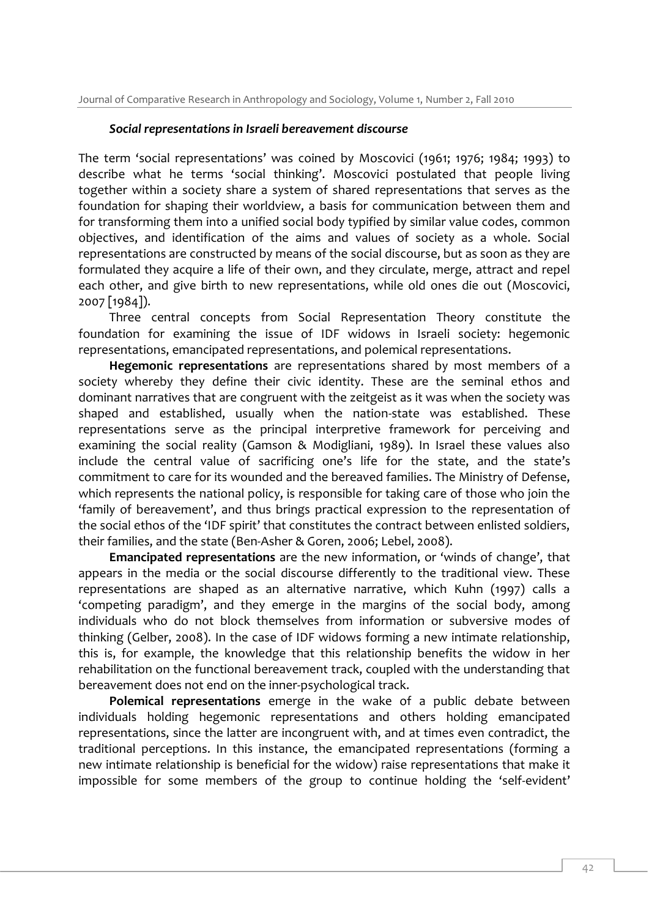### *Social representations in Israeli bereavement discourse*

The term 'social representations' was coined by Moscovici (1961; 1976; 1984; 1993) to describe what he terms 'social thinking'. Moscovici postulated that people living together within a society share a system of shared representations that serves as the foundation for shaping their worldview, a basis for communication between them and for transforming them into a unified social body typified by similar value codes, common objectives, and identification of the aims and values of society as a whole. Social representations are constructed by means of the social discourse, but as soon as they are formulated they acquire a life of their own, and they circulate, merge, attract and repel each other, and give birth to new representations, while old ones die out (Moscovici, 2007 [1984]).

Three central concepts from Social Representation Theory constitute the foundation for examining the issue of IDF widows in Israeli society: hegemonic representations, emancipated representations, and polemical representations.

**Hegemonic representations** are representations shared by most members of a society whereby they define their civic identity. These are the seminal ethos and dominant narratives that are congruent with the zeitgeist as it was when the society was shaped and established, usually when the nation-state was established. These representations serve as the principal interpretive framework for perceiving and examining the social reality (Gamson & Modigliani, 1989). In Israel these values also include the central value of sacrificing one's life for the state, and the state's commitment to care for its wounded and the bereaved families. The Ministry of Defense, which represents the national policy, is responsible for taking care of those who join the 'family of bereavement', and thus brings practical expression to the representation of the social ethos of the 'IDF spirit' that constitutes the contract between enlisted soldiers, their families, and the state (Ben-Asher & Goren, 2006; Lebel, 2008).

**Emancipated representations** are the new information, or 'winds of change', that appears in the media or the social discourse differently to the traditional view. These representations are shaped as an alternative narrative, which Kuhn (1997) calls a 'competing paradigm', and they emerge in the margins of the social body, among individuals who do not block themselves from information or subversive modes of thinking (Gelber, 2008). In the case of IDF widows forming a new intimate relationship, this is, for example, the knowledge that this relationship benefits the widow in her rehabilitation on the functional bereavement track, coupled with the understanding that bereavement does not end on the inner-psychological track.

**Polemical representations** emerge in the wake of a public debate between individuals holding hegemonic representations and others holding emancipated representations, since the latter are incongruent with, and at times even contradict, the traditional perceptions. In this instance, the emancipated representations (forming a new intimate relationship is beneficial for the widow) raise representations that make it impossible for some members of the group to continue holding the 'self-evident'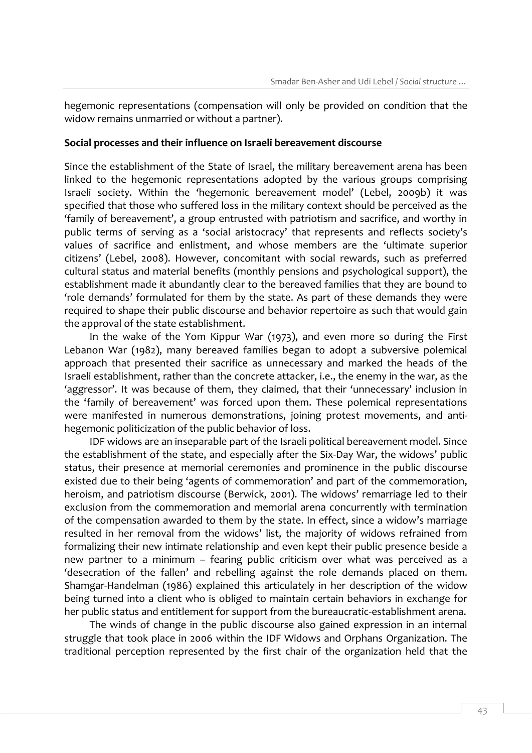hegemonic representations (compensation will only be provided on condition that the widow remains unmarried or without a partner).

**Social processes and their influence on Israeli bereavement discourse**

Since the establishment of the State of Israel, the military bereavement arena has been linked to the hegemonic representations adopted by the various groups comprising Israeli society. Within the 'hegemonic bereavement model' (Lebel, 2009b) it was specified that those who suffered loss in the military context should be perceived as the 'family of bereavement', a group entrusted with patriotism and sacrifice, and worthy in public terms of serving as a 'social aristocracy' that represents and reflects society's values of sacrifice and enlistment, and whose members are the 'ultimate superior citizens' (Lebel, 2008). However, concomitant with social rewards, such as preferred cultural status and material benefits (monthly pensions and psychological support), the establishment made it abundantly clear to the bereaved families that they are bound to 'role demands' formulated for them by the state. As part of these demands they were required to shape their public discourse and behavior repertoire as such that would gain the approval of the state establishment.

In the wake of the Yom Kippur War (1973), and even more so during the First Lebanon War (1982), many bereaved families began to adopt a subversive polemical approach that presented their sacrifice as unnecessary and marked the heads of the Israeli establishment, rather than the concrete attacker, i.e., the enemy in the war, as the 'aggressor'. It was because of them, they claimed, that their 'unnecessary' inclusion in the 'family of bereavement' was forced upon them. These polemical representations were manifested in numerous demonstrations, joining protest movements, and anti-hegemonic politicization of the public behavior of loss.

IDF widows are an inseparable part of the Israeli political bereavement model. Since the establishment of the state, and especially after the Six-Day War, the widows' public status, their presence at memorial ceremonies and prominence in the public discourse existed due to their being 'agents of commemoration' and part of the commemoration, heroism, and patriotism discourse (Berwick, 2001). The widows' remarriage led to their exclusion from the commemoration and memorial arena concurrently with termination of the compensation awarded to them by the state. In effect, since a widow's marriage resulted in her removal from the widows' list, the majority of widows refrained from formalizing their new intimate relationship and even kept their public presence beside a new partner to a minimum – fearing public criticism over what was perceived as a 'desecration of the fallen' and rebelling against the role demands placed on them. Shamgar-Handelman (1986) explained this articulately in her description of the widow being turned into a client who is obliged to maintain certain behaviors in exchange for her public status and entitlement for support from the bureaucratic-establishment arena.

The winds of change in the public discourse also gained expression in an internal struggle that took place in 2006 within the IDF Widows and Orphans Organization. The traditional perception represented by the first chair of the organization held that the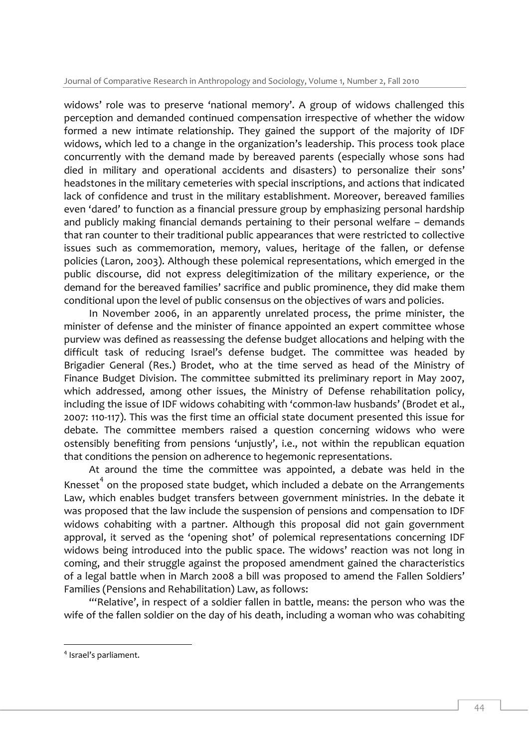widows' role was to preserve 'national memory'. A group of widows challenged this perception and demanded continued compensation irrespective of whether the widow formed a new intimate relationship. They gained the support of the majority of IDF widows, which led to a change in the organization's leadership. This process took place concurrently with the demand made by bereaved parents (especially whose sons had died in military and operational accidents and disasters) to personalize their sons' headstones in the military cemeteries with special inscriptions, and actions that indicated lack of confidence and trust in the military establishment. Moreover, bereaved families even 'dared' to function as a financial pressure group by emphasizing personal hardship and publicly making financial demands pertaining to their personal welfare – demands that ran counter to their traditional public appearances that were restricted to collective issues such as commemoration, memory, values, heritage of the fallen, or defense policies (Laron, 2003). Although these polemical representations, which emerged in the public discourse, did not express delegitimization of the military experience, or the demand for the bereaved families' sacrifice and public prominence, they did make them conditional upon the level of public consensus on the objectives of wars and policies.

In November 2006, in an apparently unrelated process, the prime minister, the minister of defense and the minister of finance appointed an expert committee whose purview was defined as reassessing the defense budget allocations and helping with the difficult task of reducing Israel's defense budget. The committee was headed by Brigadier General (Res.) Brodet, who at the time served as head of the Ministry of Finance Budget Division. The committee submitted its preliminary report in May 2007, which addressed, among other issues, the Ministry of Defense rehabilitation policy, including the issue of IDF widows cohabiting with 'common-law husbands' (Brodet et al., 2007: 110-117). This was the first time an official state document presented this issue for debate. The committee members raised a question concerning widows who were ostensibly benefiting from pensions 'unjustly', i.e., not within the republican equation that conditions the pension on adherence to hegemonic representations.

At around the time the committee was appointed, a debate was held in the Knesset[4] on the proposed state budget, which included a debate on the Arrangements Law, which enables budget transfers between government ministries. In the debate it was proposed that the law include the suspension of pensions and compensation to IDF widows cohabiting with a partner. Although this proposal did not gain government approval, it served as the 'opening shot' of polemical representations concerning IDF widows being introduced into the public space. The widows' reaction was not long in coming, and their struggle against the proposed amendment gained the characteristics of a legal battle when in March 2008 a bill was proposed to amend the Fallen Soldiers' Families (Pensions and Rehabilitation) Law, as follows:

"'Relative', in respect of a soldier fallen in battle, means: the person who was the wife of the fallen soldier on the day of his death, including a woman who was cohabiting

---

[4] Israel's parliament.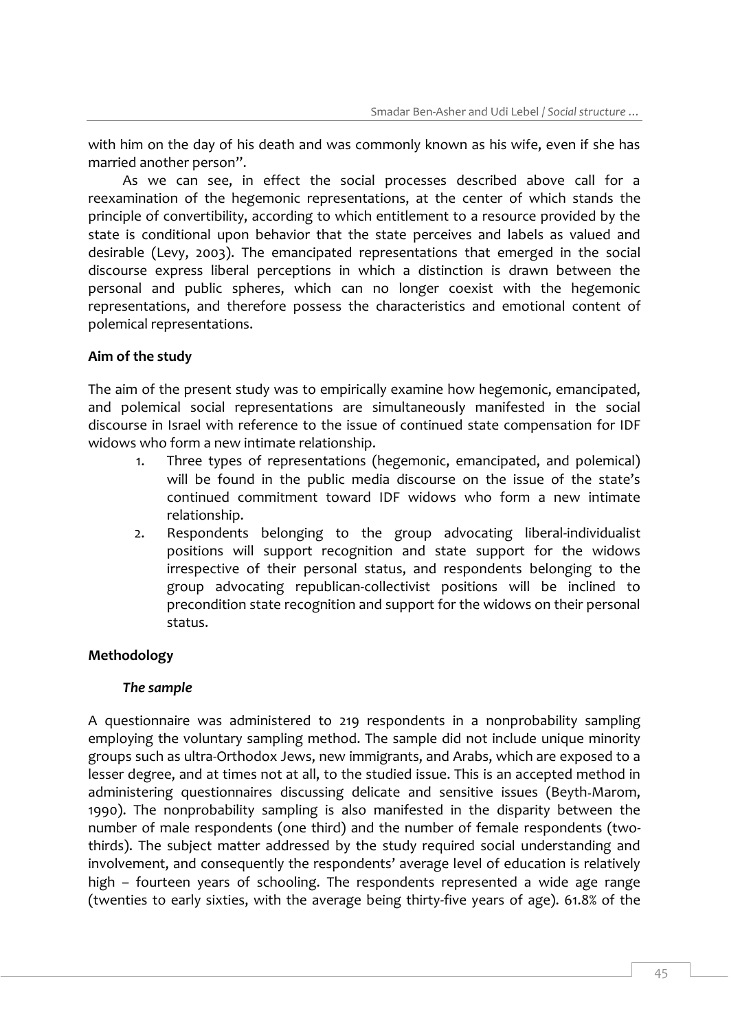with him on the day of his death and was commonly known as his wife, even if she has married another person".

As we can see, in effect the social processes described above call for a reexamination of the hegemonic representations, at the center of which stands the principle of convertibility, according to which entitlement to a resource provided by the state is conditional upon behavior that the state perceives and labels as valued and desirable (Levy, 2003). The emancipated representations that emerged in the social discourse express liberal perceptions in which a distinction is drawn between the personal and public spheres, which can no longer coexist with the hegemonic representations, and therefore possess the characteristics and emotional content of polemical representations.

**Aim of the study**

The aim of the present study was to empirically examine how hegemonic, emancipated, and polemical social representations are simultaneously manifested in the social discourse in Israel with reference to the issue of continued state compensation for IDF widows who form a new intimate relationship.

1. Three types of representations (hegemonic, emancipated, and polemical) will be found in the public media discourse on the issue of the state's continued commitment toward IDF widows who form a new intimate relationship.
2. Respondents belonging to the group advocating liberal-individualist positions will support recognition and state support for the widows irrespective of their personal status, and respondents belonging to the group advocating republican-collectivist positions will be inclined to precondition state recognition and support for the widows on their personal status.

**Methodology**

***The sample***

A questionnaire was administered to 219 respondents in a nonprobability sampling employing the voluntary sampling method. The sample did not include unique minority groups such as ultra-Orthodox Jews, new immigrants, and Arabs, which are exposed to a lesser degree, and at times not at all, to the studied issue. This is an accepted method in administering questionnaires discussing delicate and sensitive issues (Beyth-Marom, 1990). The nonprobability sampling is also manifested in the disparity between the number of male respondents (one third) and the number of female respondents (two-thirds). The subject matter addressed by the study required social understanding and involvement, and consequently the respondents' average level of education is relatively high – fourteen years of schooling. The respondents represented a wide age range (twenties to early sixties, with the average being thirty-five years of age). 61.8% of the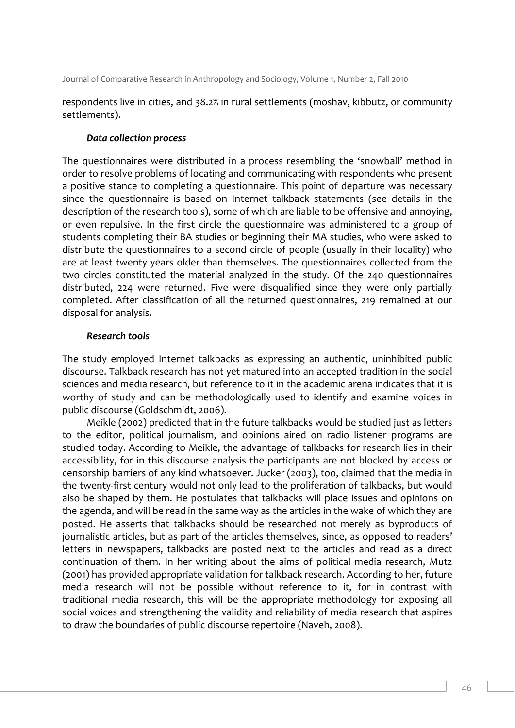respondents live in cities, and 38.2% in rural settlements (moshav, kibbutz, or community settlements).

### *Data collection process*

The questionnaires were distributed in a process resembling the 'snowball' method in order to resolve problems of locating and communicating with respondents who present a positive stance to completing a questionnaire. This point of departure was necessary since the questionnaire is based on Internet talkback statements (see details in the description of the research tools), some of which are liable to be offensive and annoying, or even repulsive. In the first circle the questionnaire was administered to a group of students completing their BA studies or beginning their MA studies, who were asked to distribute the questionnaires to a second circle of people (usually in their locality) who are at least twenty years older than themselves. The questionnaires collected from the two circles constituted the material analyzed in the study. Of the 240 questionnaires distributed, 224 were returned. Five were disqualified since they were only partially completed. After classification of all the returned questionnaires, 219 remained at our disposal for analysis.

### *Research tools*

The study employed Internet talkbacks as expressing an authentic, uninhibited public discourse. Talkback research has not yet matured into an accepted tradition in the social sciences and media research, but reference to it in the academic arena indicates that it is worthy of study and can be methodologically used to identify and examine voices in public discourse (Goldschmidt, 2006).

Meikle (2002) predicted that in the future talkbacks would be studied just as letters to the editor, political journalism, and opinions aired on radio listener programs are studied today. According to Meikle, the advantage of talkbacks for research lies in their accessibility, for in this discourse analysis the participants are not blocked by access or censorship barriers of any kind whatsoever. Jucker (2003), too, claimed that the media in the twenty-first century would not only lead to the proliferation of talkbacks, but would also be shaped by them. He postulates that talkbacks will place issues and opinions on the agenda, and will be read in the same way as the articles in the wake of which they are posted. He asserts that talkbacks should be researched not merely as byproducts of journalistic articles, but as part of the articles themselves, since, as opposed to readers' letters in newspapers, talkbacks are posted next to the articles and read as a direct continuation of them. In her writing about the aims of political media research, Mutz (2001) has provided appropriate validation for talkback research. According to her, future media research will not be possible without reference to it, for in contrast with traditional media research, this will be the appropriate methodology for exposing all social voices and strengthening the validity and reliability of media research that aspires to draw the boundaries of public discourse repertoire (Naveh, 2008).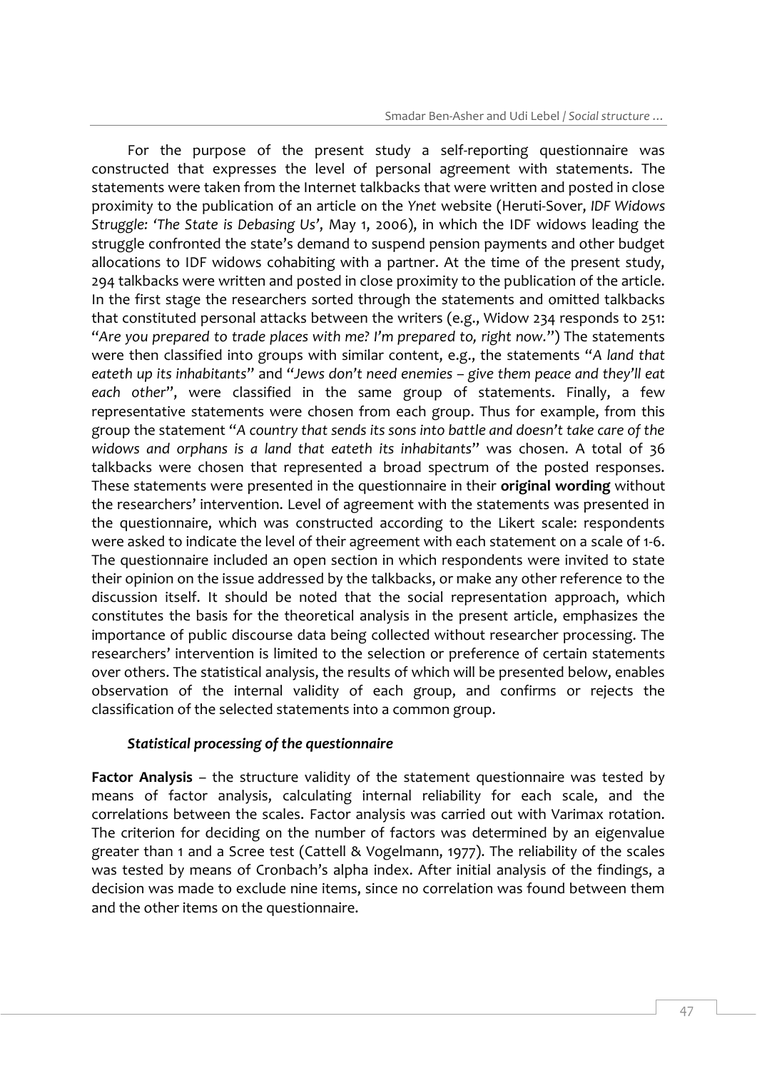For the purpose of the present study a self-reporting questionnaire was constructed that expresses the level of personal agreement with statements. The statements were taken from the Internet talkbacks that were written and posted in close proximity to the publication of an article on the *Ynet* website (Heruti-Sover, *IDF Widows Struggle: 'The State is Debasing Us'*, May 1, 2006), in which the IDF widows leading the struggle confronted the state's demand to suspend pension payments and other budget allocations to IDF widows cohabiting with a partner. At the time of the present study, 294 talkbacks were written and posted in close proximity to the publication of the article. In the first stage the researchers sorted through the statements and omitted talkbacks that constituted personal attacks between the writers (e.g., Widow 234 responds to 251: "*Are you prepared to trade places with me? I'm prepared to, right now.*") The statements were then classified into groups with similar content, e.g., the statements "*A land that eateth up its inhabitants*" and "*Jews don't need enemies – give them peace and they'll eat each other*", were classified in the same group of statements. Finally, a few representative statements were chosen from each group. Thus for example, from this group the statement "*A country that sends its sons into battle and doesn't take care of the widows and orphans is a land that eateth its inhabitants*" was chosen. A total of 36 talkbacks were chosen that represented a broad spectrum of the posted responses. These statements were presented in the questionnaire in their **original wording** without the researchers' intervention. Level of agreement with the statements was presented in the questionnaire, which was constructed according to the Likert scale: respondents were asked to indicate the level of their agreement with each statement on a scale of 1-6. The questionnaire included an open section in which respondents were invited to state their opinion on the issue addressed by the talkbacks, or make any other reference to the discussion itself. It should be noted that the social representation approach, which constitutes the basis for the theoretical analysis in the present article, emphasizes the importance of public discourse data being collected without researcher processing. The researchers' intervention is limited to the selection or preference of certain statements over others. The statistical analysis, the results of which will be presented below, enables observation of the internal validity of each group, and confirms or rejects the classification of the selected statements into a common group.

### *Statistical processing of the questionnaire*

**Factor Analysis** – the structure validity of the statement questionnaire was tested by means of factor analysis, calculating internal reliability for each scale, and the correlations between the scales. Factor analysis was carried out with Varimax rotation. The criterion for deciding on the number of factors was determined by an eigenvalue greater than 1 and a Scree test (Cattell & Vogelmann, 1977). The reliability of the scales was tested by means of Cronbach's alpha index. After initial analysis of the findings, a decision was made to exclude nine items, since no correlation was found between them and the other items on the questionnaire.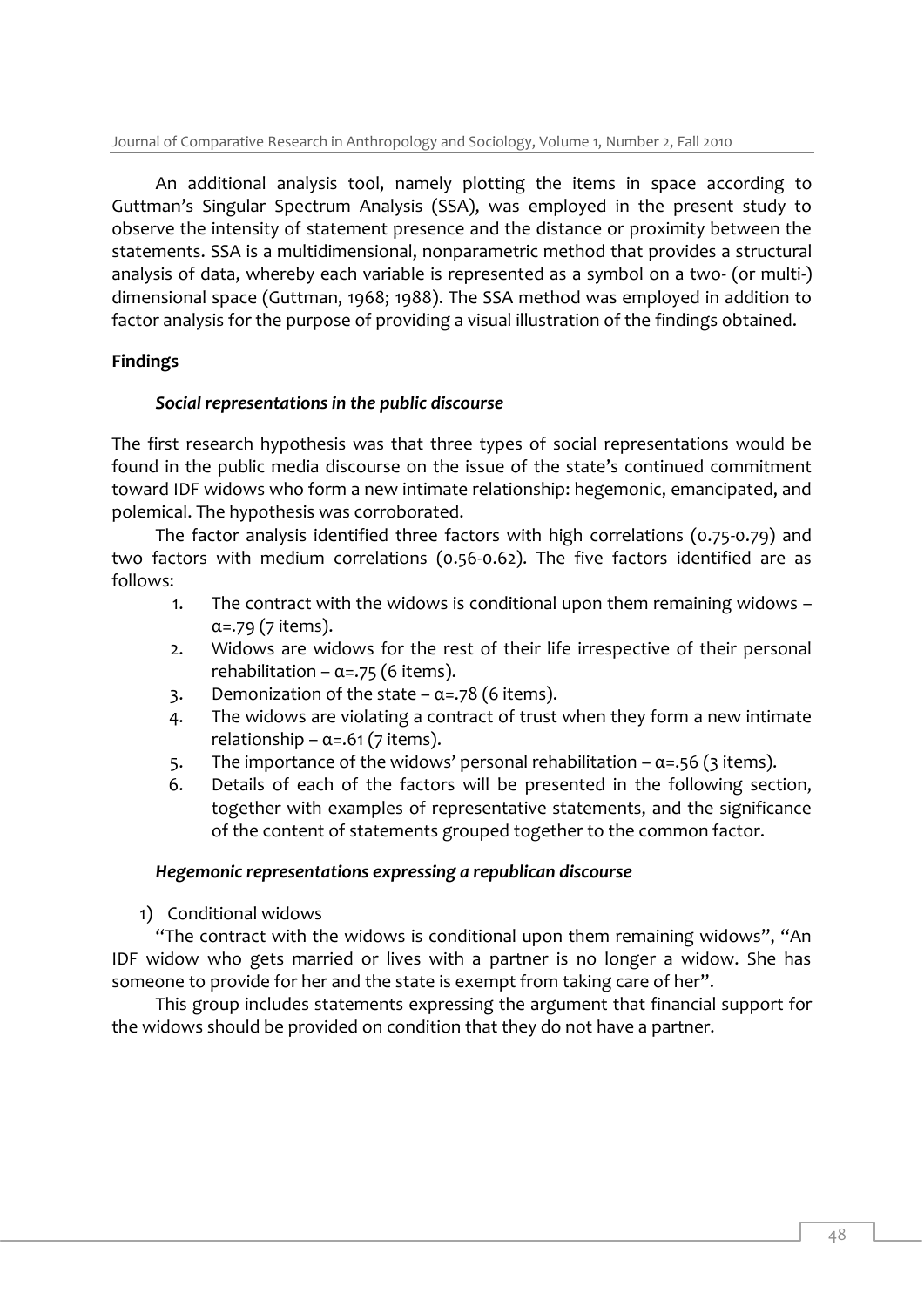An additional analysis tool, namely plotting the items in space according to Guttman's Singular Spectrum Analysis (SSA), was employed in the present study to observe the intensity of statement presence and the distance or proximity between the statements. SSA is a multidimensional, nonparametric method that provides a structural analysis of data, whereby each variable is represented as a symbol on a two- (or multi-) dimensional space (Guttman, 1968; 1988). The SSA method was employed in addition to factor analysis for the purpose of providing a visual illustration of the findings obtained.

## Findings

### *Social representations in the public discourse*

The first research hypothesis was that three types of social representations would be found in the public media discourse on the issue of the state's continued commitment toward IDF widows who form a new intimate relationship: hegemonic, emancipated, and polemical. The hypothesis was corroborated.

The factor analysis identified three factors with high correlations (0.75-0.79) and two factors with medium correlations (0.56-0.62). The five factors identified are as follows:

1. The contract with the widows is conditional upon them remaining widows – $\alpha$=.79 (7 items).
2. Widows are widows for the rest of their life irrespective of their personal rehabilitation – $\alpha$=.75 (6 items).
3. Demonization of the state – $\alpha$=.78 (6 items).
4. The widows are violating a contract of trust when they form a new intimate relationship – $\alpha$=.61 (7 items).
5. The importance of the widows' personal rehabilitation – $\alpha$=.56 (3 items).
6. Details of each of the factors will be presented in the following section, together with examples of representative statements, and the significance of the content of statements grouped together to the common factor.

### *Hegemonic representations expressing a republican discourse*

1) Conditional widows

"The contract with the widows is conditional upon them remaining widows", "An IDF widow who gets married or lives with a partner is no longer a widow. She has someone to provide for her and the state is exempt from taking care of her".

This group includes statements expressing the argument that financial support for the widows should be provided on condition that they do not have a partner.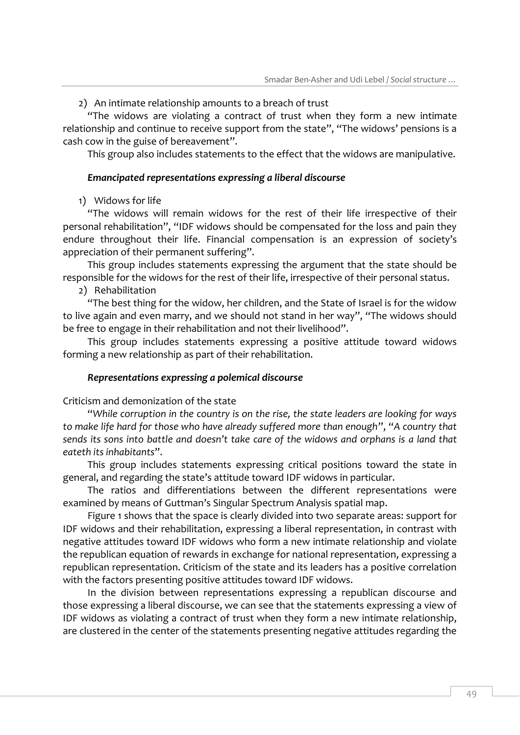2) An intimate relationship amounts to a breach of trust

"The widows are violating a contract of trust when they form a new intimate relationship and continue to receive support from the state", "The widows' pensions is a cash cow in the guise of bereavement".

This group also includes statements to the effect that the widows are manipulative.

***Emancipated representations expressing a liberal discourse***

1) Widows for life

"The widows will remain widows for the rest of their life irrespective of their personal rehabilitation", "IDF widows should be compensated for the loss and pain they endure throughout their life. Financial compensation is an expression of society's appreciation of their permanent suffering".

This group includes statements expressing the argument that the state should be responsible for the widows for the rest of their life, irrespective of their personal status.

2) Rehabilitation

"The best thing for the widow, her children, and the State of Israel is for the widow to live again and even marry, and we should not stand in her way", "The widows should be free to engage in their rehabilitation and not their livelihood".

This group includes statements expressing a positive attitude toward widows forming a new relationship as part of their rehabilitation.

***Representations expressing a polemical discourse***

Criticism and demonization of the state

"*While corruption in the country is on the rise, the state leaders are looking for ways to make life hard for those who have already suffered more than enough*", "*A country that sends its sons into battle and doesn't take care of the widows and orphans is a land that eateth its inhabitants*".

This group includes statements expressing critical positions toward the state in general, and regarding the state's attitude toward IDF widows in particular.

The ratios and differentiations between the different representations were examined by means of Guttman's Singular Spectrum Analysis spatial map.

Figure 1 shows that the space is clearly divided into two separate areas: support for IDF widows and their rehabilitation, expressing a liberal representation, in contrast with negative attitudes toward IDF widows who form a new intimate relationship and violate the republican equation of rewards in exchange for national representation, expressing a republican representation. Criticism of the state and its leaders has a positive correlation with the factors presenting positive attitudes toward IDF widows.

In the division between representations expressing a republican discourse and those expressing a liberal discourse, we can see that the statements expressing a view of IDF widows as violating a contract of trust when they form a new intimate relationship, are clustered in the center of the statements presenting negative attitudes regarding the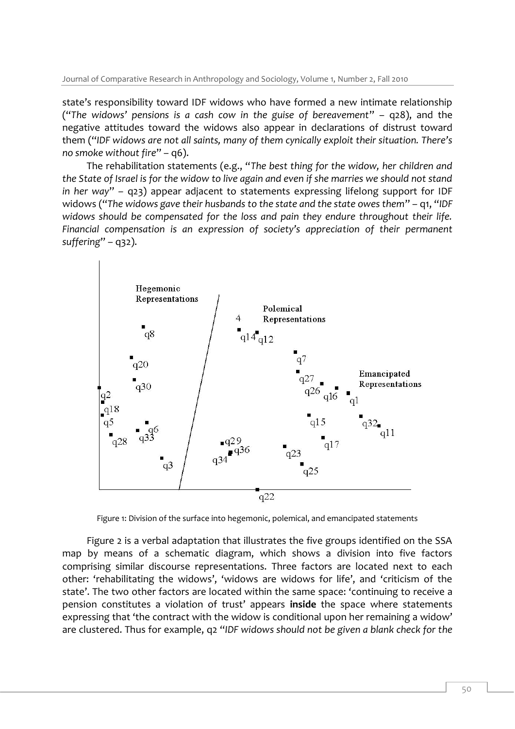state's responsibility toward IDF widows who have formed a new intimate relationship ("*The widows' pensions is a cash cow in the guise of bereavement*" – q28), and the negative attitudes toward the widows also appear in declarations of distrust toward them ("*IDF widows are not all saints, many of them cynically exploit their situation. There's no smoke without fire*" – q6).

The rehabilitation statements (e.g., "*The best thing for the widow, her children and the State of Israel is for the widow to live again and even if she marries we should not stand in her way*" – q23) appear adjacent to statements expressing lifelong support for IDF widows ("*The widows gave their husbands to the state and the state owes them*" – q1, "*IDF widows should be compensated for the loss and pain they endure throughout their life. Financial compensation is an expression of society's appreciation of their permanent suffering*" – q32).

Figure 1: Division of the surface into hegemonic, polemical, and emancipated statements

Figure 2 is a verbal adaptation that illustrates the five groups identified on the SSA map by means of a schematic diagram, which shows a division into five factors comprising similar discourse representations. Three factors are located next to each other: 'rehabilitating the widows', 'widows are widows for life', and 'criticism of the state'. The two other factors are located within the same space: 'continuing to receive a pension constitutes a violation of trust' appears **inside** the space where statements expressing that 'the contract with the widow is conditional upon her remaining a widow' are clustered. Thus for example, q2 "*IDF widows should not be given a blank check for the*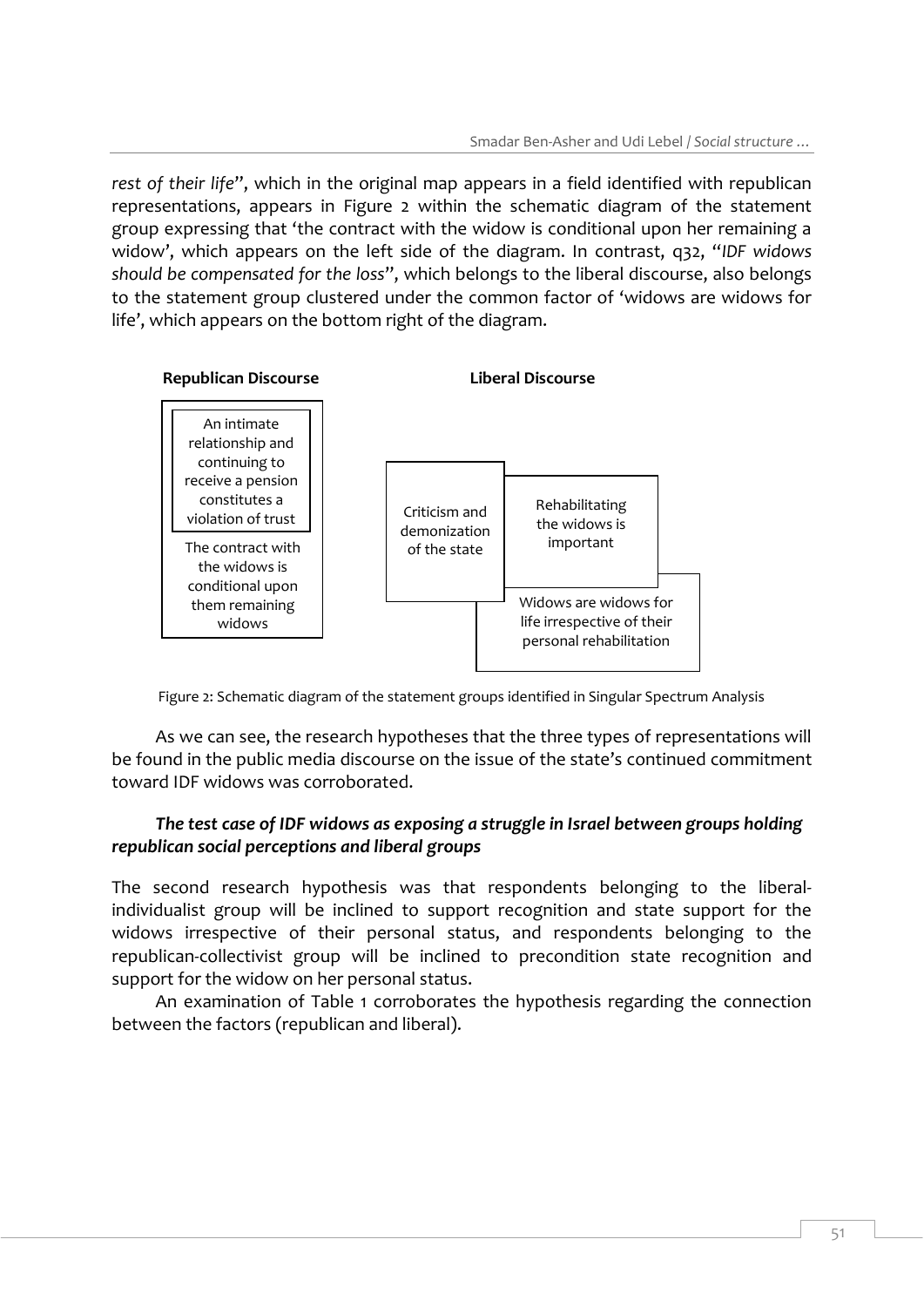*rest of their life*", which in the original map appears in a field identified with republican representations, appears in Figure 2 within the schematic diagram of the statement group expressing that 'the contract with the widow is conditional upon her remaining a widow', which appears on the left side of the diagram. In contrast, q32, "*IDF widows should be compensated for the loss*", which belongs to the liberal discourse, also belongs to the statement group clustered under the common factor of 'widows are widows for life', which appears on the bottom right of the diagram.

**Republican Discourse**

- An intimate relationship and continuing to receive a pension constitutes a violation of trust
- The contract with the widows is conditional upon them remaining widows

**Liberal Discourse**

- Criticism and demonization of the state
- Rehabilitating the widows is important
- Widows are widows for life irrespective of their personal rehabilitation

Figure 2: Schematic diagram of the statement groups identified in Singular Spectrum Analysis

As we can see, the research hypotheses that the three types of representations will be found in the public media discourse on the issue of the state's continued commitment toward IDF widows was corroborated.

### *The test case of IDF widows as exposing a struggle in Israel between groups holding republican social perceptions and liberal groups*

The second research hypothesis was that respondents belonging to the liberal-individualist group will be inclined to support recognition and state support for the widows irrespective of their personal status, and respondents belonging to the republican-collectivist group will be inclined to precondition state recognition and support for the widow on her personal status.

An examination of Table 1 corroborates the hypothesis regarding the connection between the factors (republican and liberal).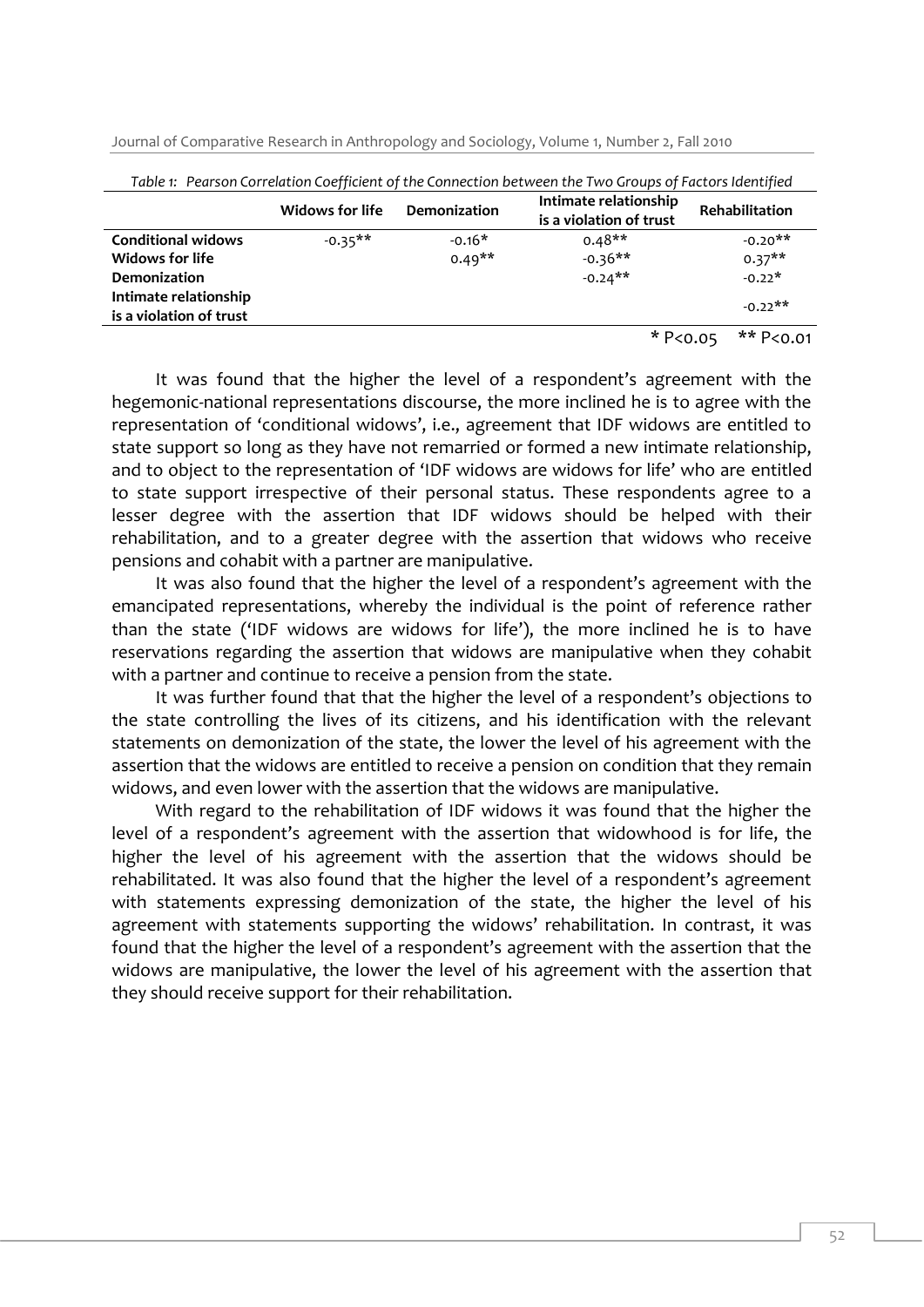*Table 1: Pearson Correlation Coefficient of the Connection between the Two Groups of Factors Identified*

| | Widows for life | Demonization | Intimate relationship is a violation of trust | Rehabilitation |
|---|---|---|---|---|
| **Conditional widows** | -0.35** | -0.16* | 0.48** | -0.20** |
| **Widows for life** | | 0.49** | -0.36** | 0.37** |
| **Demonization** | | | -0.24** | -0.22* |
| **Intimate relationship is a violation of trust** | | | | -0.22** |

\* P<0.05 &nbsp;&nbsp; ** P<0.01

It was found that the higher the level of a respondent's agreement with the hegemonic-national representations discourse, the more inclined he is to agree with the representation of 'conditional widows', i.e., agreement that IDF widows are entitled to state support so long as they have not remarried or formed a new intimate relationship, and to object to the representation of 'IDF widows are widows for life' who are entitled to state support irrespective of their personal status. These respondents agree to a lesser degree with the assertion that IDF widows should be helped with their rehabilitation, and to a greater degree with the assertion that widows who receive pensions and cohabit with a partner are manipulative.

It was also found that the higher the level of a respondent's agreement with the emancipated representations, whereby the individual is the point of reference rather than the state ('IDF widows are widows for life'), the more inclined he is to have reservations regarding the assertion that widows are manipulative when they cohabit with a partner and continue to receive a pension from the state.

It was further found that that the higher the level of a respondent's objections to the state controlling the lives of its citizens, and his identification with the relevant statements on demonization of the state, the lower the level of his agreement with the assertion that the widows are entitled to receive a pension on condition that they remain widows, and even lower with the assertion that the widows are manipulative.

With regard to the rehabilitation of IDF widows it was found that the higher the level of a respondent's agreement with the assertion that widowhood is for life, the higher the level of his agreement with the assertion that the widows should be rehabilitated. It was also found that the higher the level of a respondent's agreement with statements expressing demonization of the state, the higher the level of his agreement with statements supporting the widows' rehabilitation. In contrast, it was found that the higher the level of a respondent's agreement with the assertion that the widows are manipulative, the lower the level of his agreement with the assertion that they should receive support for their rehabilitation.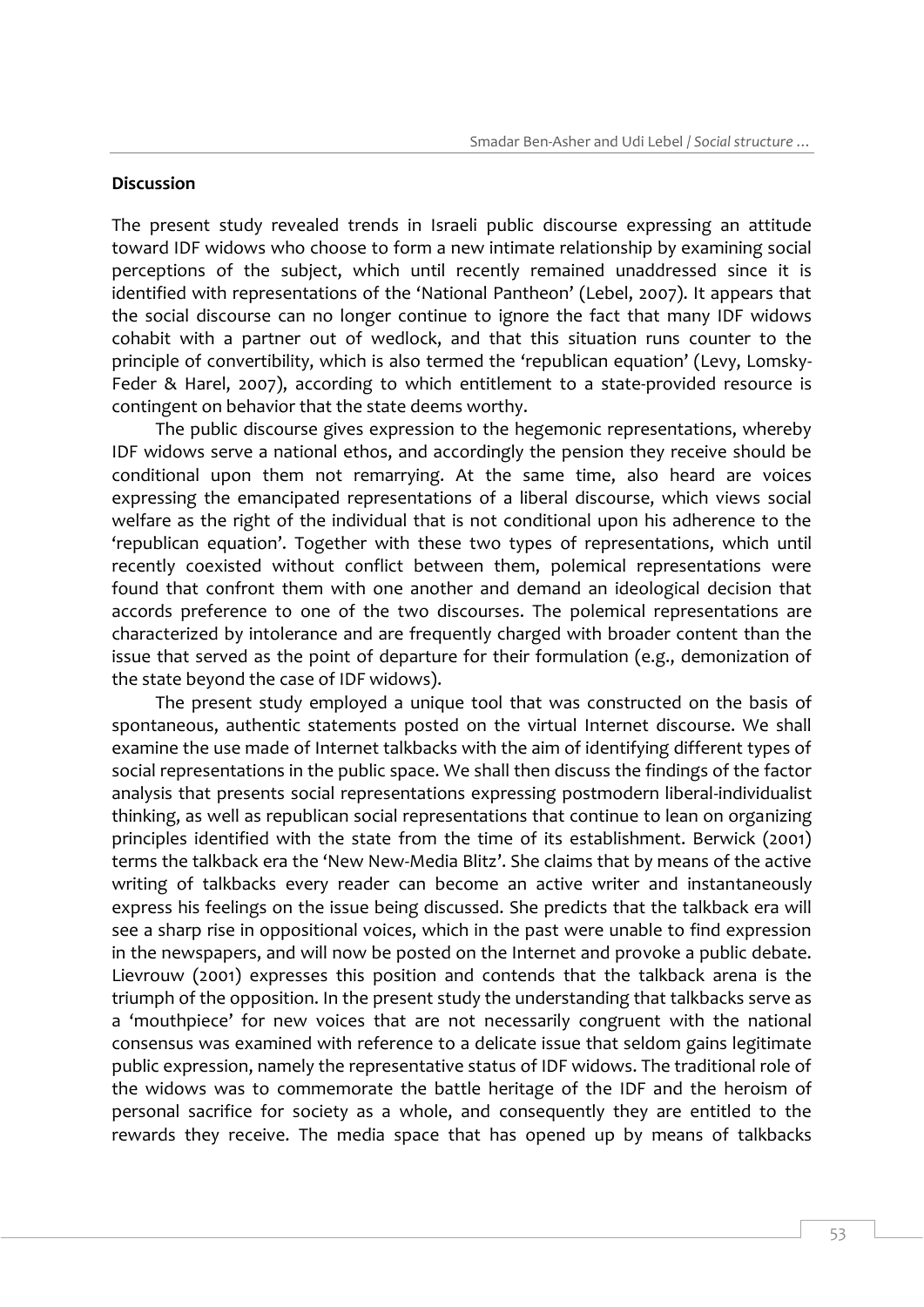**Discussion**

The present study revealed trends in Israeli public discourse expressing an attitude toward IDF widows who choose to form a new intimate relationship by examining social perceptions of the subject, which until recently remained unaddressed since it is identified with representations of the 'National Pantheon' (Lebel, 2007). It appears that the social discourse can no longer continue to ignore the fact that many IDF widows cohabit with a partner out of wedlock, and that this situation runs counter to the principle of convertibility, which is also termed the 'republican equation' (Levy, Lomsky-Feder & Harel, 2007), according to which entitlement to a state-provided resource is contingent on behavior that the state deems worthy.

The public discourse gives expression to the hegemonic representations, whereby IDF widows serve a national ethos, and accordingly the pension they receive should be conditional upon them not remarrying. At the same time, also heard are voices expressing the emancipated representations of a liberal discourse, which views social welfare as the right of the individual that is not conditional upon his adherence to the 'republican equation'. Together with these two types of representations, which until recently coexisted without conflict between them, polemical representations were found that confront them with one another and demand an ideological decision that accords preference to one of the two discourses. The polemical representations are characterized by intolerance and are frequently charged with broader content than the issue that served as the point of departure for their formulation (e.g., demonization of the state beyond the case of IDF widows).

The present study employed a unique tool that was constructed on the basis of spontaneous, authentic statements posted on the virtual Internet discourse. We shall examine the use made of Internet talkbacks with the aim of identifying different types of social representations in the public space. We shall then discuss the findings of the factor analysis that presents social representations expressing postmodern liberal-individualist thinking, as well as republican social representations that continue to lean on organizing principles identified with the state from the time of its establishment. Berwick (2001) terms the talkback era the 'New New-Media Blitz'. She claims that by means of the active writing of talkbacks every reader can become an active writer and instantaneously express his feelings on the issue being discussed. She predicts that the talkback era will see a sharp rise in oppositional voices, which in the past were unable to find expression in the newspapers, and will now be posted on the Internet and provoke a public debate. Lievrouw (2001) expresses this position and contends that the talkback arena is the triumph of the opposition. In the present study the understanding that talkbacks serve as a 'mouthpiece' for new voices that are not necessarily congruent with the national consensus was examined with reference to a delicate issue that seldom gains legitimate public expression, namely the representative status of IDF widows. The traditional role of the widows was to commemorate the battle heritage of the IDF and the heroism of personal sacrifice for society as a whole, and consequently they are entitled to the rewards they receive. The media space that has opened up by means of talkbacks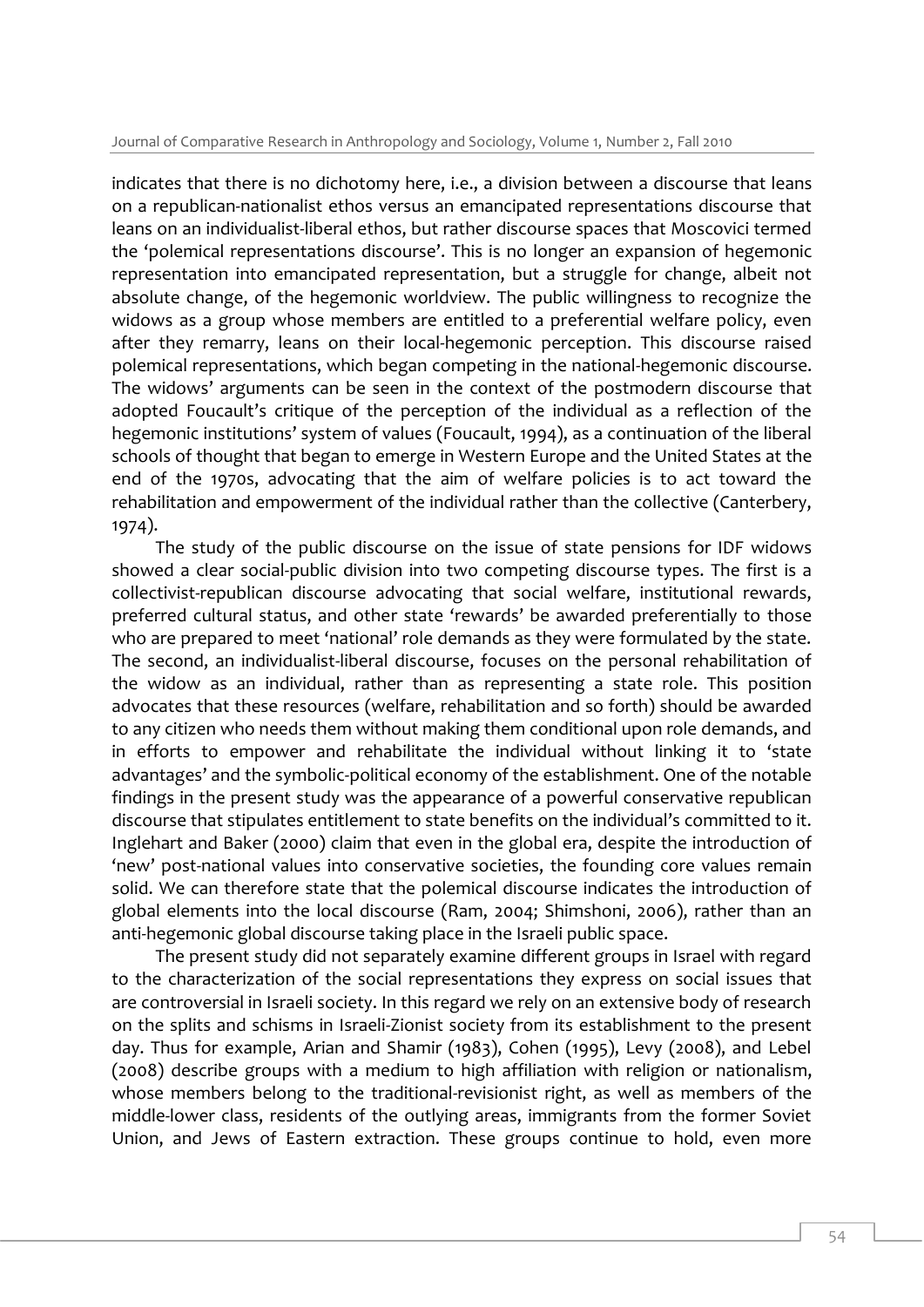indicates that there is no dichotomy here, i.e., a division between a discourse that leans on a republican-nationalist ethos versus an emancipated representations discourse that leans on an individualist-liberal ethos, but rather discourse spaces that Moscovici termed the 'polemical representations discourse'. This is no longer an expansion of hegemonic representation into emancipated representation, but a struggle for change, albeit not absolute change, of the hegemonic worldview. The public willingness to recognize the widows as a group whose members are entitled to a preferential welfare policy, even after they remarry, leans on their local-hegemonic perception. This discourse raised polemical representations, which began competing in the national-hegemonic discourse. The widows' arguments can be seen in the context of the postmodern discourse that adopted Foucault's critique of the perception of the individual as a reflection of the hegemonic institutions' system of values (Foucault, 1994), as a continuation of the liberal schools of thought that began to emerge in Western Europe and the United States at the end of the 1970s, advocating that the aim of welfare policies is to act toward the rehabilitation and empowerment of the individual rather than the collective (Canterbery, 1974).

The study of the public discourse on the issue of state pensions for IDF widows showed a clear social-public division into two competing discourse types. The first is a collectivist-republican discourse advocating that social welfare, institutional rewards, preferred cultural status, and other state 'rewards' be awarded preferentially to those who are prepared to meet 'national' role demands as they were formulated by the state. The second, an individualist-liberal discourse, focuses on the personal rehabilitation of the widow as an individual, rather than as representing a state role. This position advocates that these resources (welfare, rehabilitation and so forth) should be awarded to any citizen who needs them without making them conditional upon role demands, and in efforts to empower and rehabilitate the individual without linking it to 'state advantages' and the symbolic-political economy of the establishment. One of the notable findings in the present study was the appearance of a powerful conservative republican discourse that stipulates entitlement to state benefits on the individual's committed to it. Inglehart and Baker (2000) claim that even in the global era, despite the introduction of 'new' post-national values into conservative societies, the founding core values remain solid. We can therefore state that the polemical discourse indicates the introduction of global elements into the local discourse (Ram, 2004; Shimshoni, 2006), rather than an anti-hegemonic global discourse taking place in the Israeli public space.

The present study did not separately examine different groups in Israel with regard to the characterization of the social representations they express on social issues that are controversial in Israeli society. In this regard we rely on an extensive body of research on the splits and schisms in Israeli-Zionist society from its establishment to the present day. Thus for example, Arian and Shamir (1983), Cohen (1995), Levy (2008), and Lebel (2008) describe groups with a medium to high affiliation with religion or nationalism, whose members belong to the traditional-revisionist right, as well as members of the middle-lower class, residents of the outlying areas, immigrants from the former Soviet Union, and Jews of Eastern extraction. These groups continue to hold, even more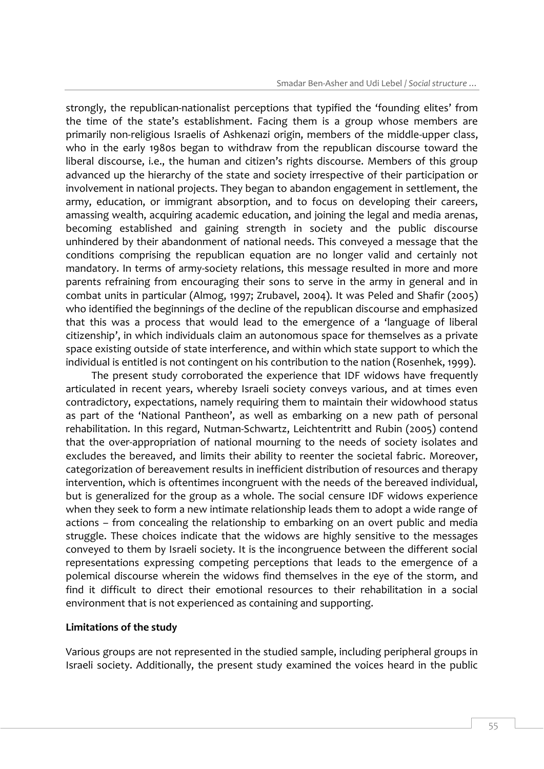strongly, the republican-nationalist perceptions that typified the 'founding elites' from the time of the state's establishment. Facing them is a group whose members are primarily non-religious Israelis of Ashkenazi origin, members of the middle-upper class, who in the early 1980s began to withdraw from the republican discourse toward the liberal discourse, i.e., the human and citizen's rights discourse. Members of this group advanced up the hierarchy of the state and society irrespective of their participation or involvement in national projects. They began to abandon engagement in settlement, the army, education, or immigrant absorption, and to focus on developing their careers, amassing wealth, acquiring academic education, and joining the legal and media arenas, becoming established and gaining strength in society and the public discourse unhindered by their abandonment of national needs. This conveyed a message that the conditions comprising the republican equation are no longer valid and certainly not mandatory. In terms of army-society relations, this message resulted in more and more parents refraining from encouraging their sons to serve in the army in general and in combat units in particular (Almog, 1997; Zrubavel, 2004). It was Peled and Shafir (2005) who identified the beginnings of the decline of the republican discourse and emphasized that this was a process that would lead to the emergence of a 'language of liberal citizenship', in which individuals claim an autonomous space for themselves as a private space existing outside of state interference, and within which state support to which the individual is entitled is not contingent on his contribution to the nation (Rosenhek, 1999).

The present study corroborated the experience that IDF widows have frequently articulated in recent years, whereby Israeli society conveys various, and at times even contradictory, expectations, namely requiring them to maintain their widowhood status as part of the 'National Pantheon', as well as embarking on a new path of personal rehabilitation. In this regard, Nutman-Schwartz, Leichtentritt and Rubin (2005) contend that the over-appropriation of national mourning to the needs of society isolates and excludes the bereaved, and limits their ability to reenter the societal fabric. Moreover, categorization of bereavement results in inefficient distribution of resources and therapy intervention, which is oftentimes incongruent with the needs of the bereaved individual, but is generalized for the group as a whole. The social censure IDF widows experience when they seek to form a new intimate relationship leads them to adopt a wide range of actions – from concealing the relationship to embarking on an overt public and media struggle. These choices indicate that the widows are highly sensitive to the messages conveyed to them by Israeli society. It is the incongruence between the different social representations expressing competing perceptions that leads to the emergence of a polemical discourse wherein the widows find themselves in the eye of the storm, and find it difficult to direct their emotional resources to their rehabilitation in a social environment that is not experienced as containing and supporting.

**Limitations of the study**

Various groups are not represented in the studied sample, including peripheral groups in Israeli society. Additionally, the present study examined the voices heard in the public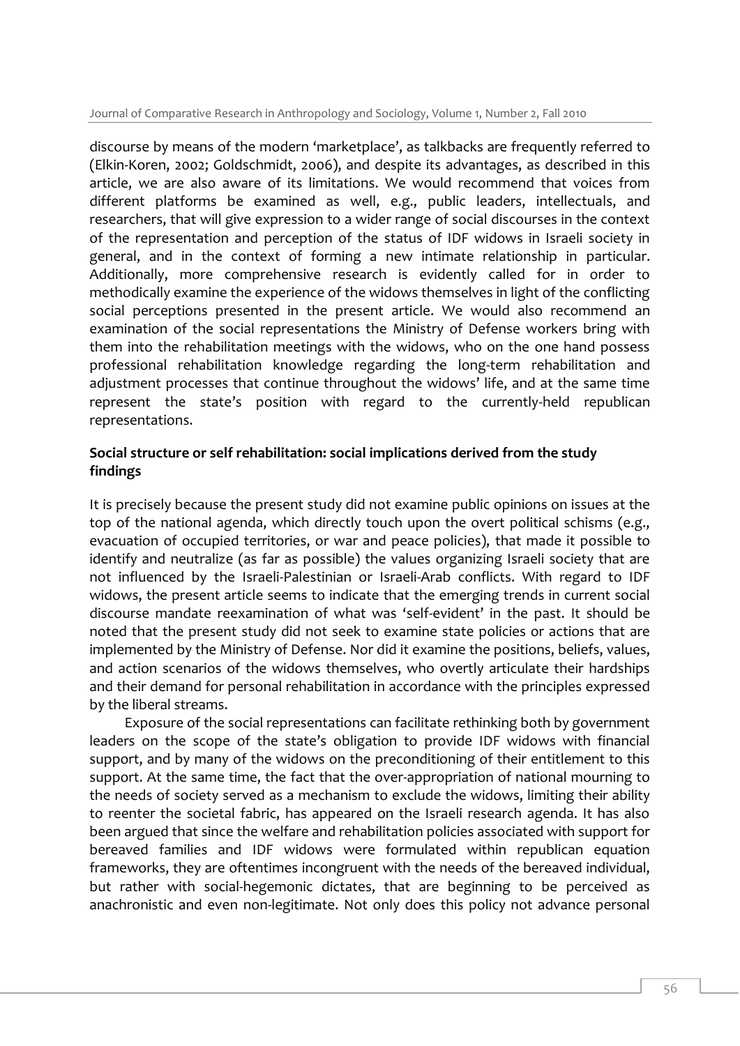discourse by means of the modern 'marketplace', as talkbacks are frequently referred to (Elkin-Koren, 2002; Goldschmidt, 2006), and despite its advantages, as described in this article, we are also aware of its limitations. We would recommend that voices from different platforms be examined as well, e.g., public leaders, intellectuals, and researchers, that will give expression to a wider range of social discourses in the context of the representation and perception of the status of IDF widows in Israeli society in general, and in the context of forming a new intimate relationship in particular. Additionally, more comprehensive research is evidently called for in order to methodically examine the experience of the widows themselves in light of the conflicting social perceptions presented in the present article. We would also recommend an examination of the social representations the Ministry of Defense workers bring with them into the rehabilitation meetings with the widows, who on the one hand possess professional rehabilitation knowledge regarding the long-term rehabilitation and adjustment processes that continue throughout the widows' life, and at the same time represent the state's position with regard to the currently-held republican representations.

**Social structure or self rehabilitation: social implications derived from the study findings**

It is precisely because the present study did not examine public opinions on issues at the top of the national agenda, which directly touch upon the overt political schisms (e.g., evacuation of occupied territories, or war and peace policies), that made it possible to identify and neutralize (as far as possible) the values organizing Israeli society that are not influenced by the Israeli-Palestinian or Israeli-Arab conflicts. With regard to IDF widows, the present article seems to indicate that the emerging trends in current social discourse mandate reexamination of what was 'self-evident' in the past. It should be noted that the present study did not seek to examine state policies or actions that are implemented by the Ministry of Defense. Nor did it examine the positions, beliefs, values, and action scenarios of the widows themselves, who overtly articulate their hardships and their demand for personal rehabilitation in accordance with the principles expressed by the liberal streams.

Exposure of the social representations can facilitate rethinking both by government leaders on the scope of the state's obligation to provide IDF widows with financial support, and by many of the widows on the preconditioning of their entitlement to this support. At the same time, the fact that the over-appropriation of national mourning to the needs of society served as a mechanism to exclude the widows, limiting their ability to reenter the societal fabric, has appeared on the Israeli research agenda. It has also been argued that since the welfare and rehabilitation policies associated with support for bereaved families and IDF widows were formulated within republican equation frameworks, they are oftentimes incongruent with the needs of the bereaved individual, but rather with social-hegemonic dictates, that are beginning to be perceived as anachronistic and even non-legitimate. Not only does this policy not advance personal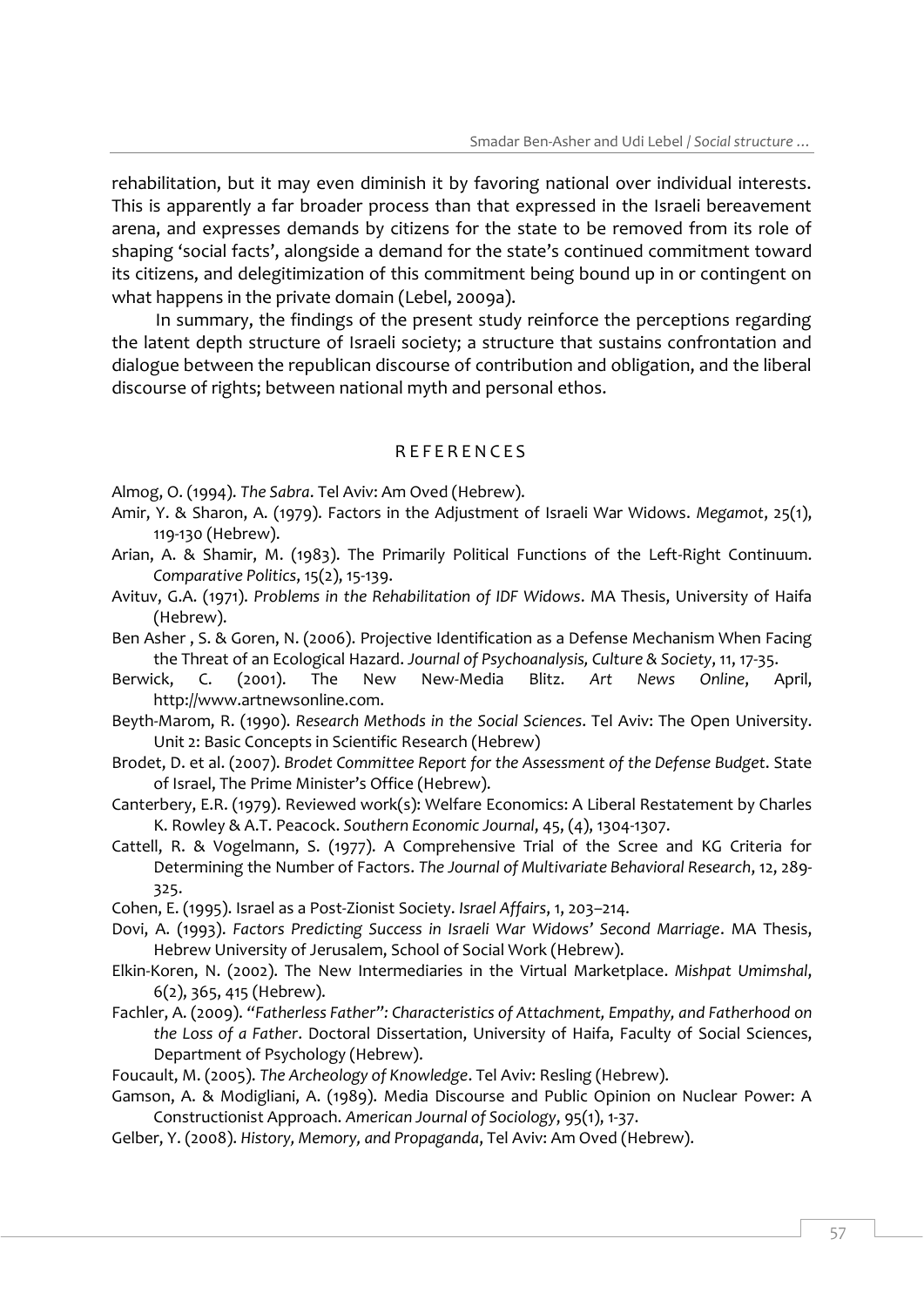rehabilitation, but it may even diminish it by favoring national over individual interests. This is apparently a far broader process than that expressed in the Israeli bereavement arena, and expresses demands by citizens for the state to be removed from its role of shaping 'social facts', alongside a demand for the state's continued commitment toward its citizens, and delegitimization of this commitment being bound up in or contingent on what happens in the private domain (Lebel, 2009a).

In summary, the findings of the present study reinforce the perceptions regarding the latent depth structure of Israeli society; a structure that sustains confrontation and dialogue between the republican discourse of contribution and obligation, and the liberal discourse of rights; between national myth and personal ethos.

## REFERENCES

Almog, O. (1994). *The Sabra*. Tel Aviv: Am Oved (Hebrew).

Amir, Y. & Sharon, A. (1979). Factors in the Adjustment of Israeli War Widows. *Megamot*, 25(1), 119-130 (Hebrew).

Arian, A. & Shamir, M. (1983). The Primarily Political Functions of the Left-Right Continuum. *Comparative Politics*, 15(2), 15-139.

Avituv, G.A. (1971). *Problems in the Rehabilitation of IDF Widows*. MA Thesis, University of Haifa (Hebrew).

Ben Asher , S. & Goren, N. (2006). Projective Identification as a Defense Mechanism When Facing the Threat of an Ecological Hazard. *Journal of Psychoanalysis, Culture & Society*, 11, 17-35.

Berwick, C. (2001). The New New-Media Blitz. *Art News Online*, April, http://www.artnewsonline.com.

Beyth-Marom, R. (1990). *Research Methods in the Social Sciences*. Tel Aviv: The Open University. Unit 2: Basic Concepts in Scientific Research (Hebrew)

Brodet, D. et al. (2007). *Brodet Committee Report for the Assessment of the Defense Budget*. State of Israel, The Prime Minister's Office (Hebrew).

Canterbery, E.R. (1979). Reviewed work(s): Welfare Economics: A Liberal Restatement by Charles K. Rowley & A.T. Peacock. *Southern Economic Journal*, 45, (4), 1304-1307.

Cattell, R. & Vogelmann, S. (1977). A Comprehensive Trial of the Scree and KG Criteria for Determining the Number of Factors. *The Journal of Multivariate Behavioral Research*, 12, 289-325.

Cohen, E. (1995). Israel as a Post-Zionist Society. *Israel Affairs*, 1, 203–214.

Dovi, A. (1993). *Factors Predicting Success in Israeli War Widows' Second Marriage*. MA Thesis, Hebrew University of Jerusalem, School of Social Work (Hebrew).

Elkin-Koren, N. (2002). The New Intermediaries in the Virtual Marketplace. *Mishpat Umimshal*, 6(2), 365, 415 (Hebrew).

Fachler, A. (2009). *"Fatherless Father": Characteristics of Attachment, Empathy, and Fatherhood on the Loss of a Father*. Doctoral Dissertation, University of Haifa, Faculty of Social Sciences, Department of Psychology (Hebrew).

Foucault, M. (2005). *The Archeology of Knowledge*. Tel Aviv: Resling (Hebrew).

Gamson, A. & Modigliani, A. (1989). Media Discourse and Public Opinion on Nuclear Power: A Constructionist Approach. *American Journal of Sociology*, 95(1), 1-37.

Gelber, Y. (2008). *History, Memory, and Propaganda*, Tel Aviv: Am Oved (Hebrew).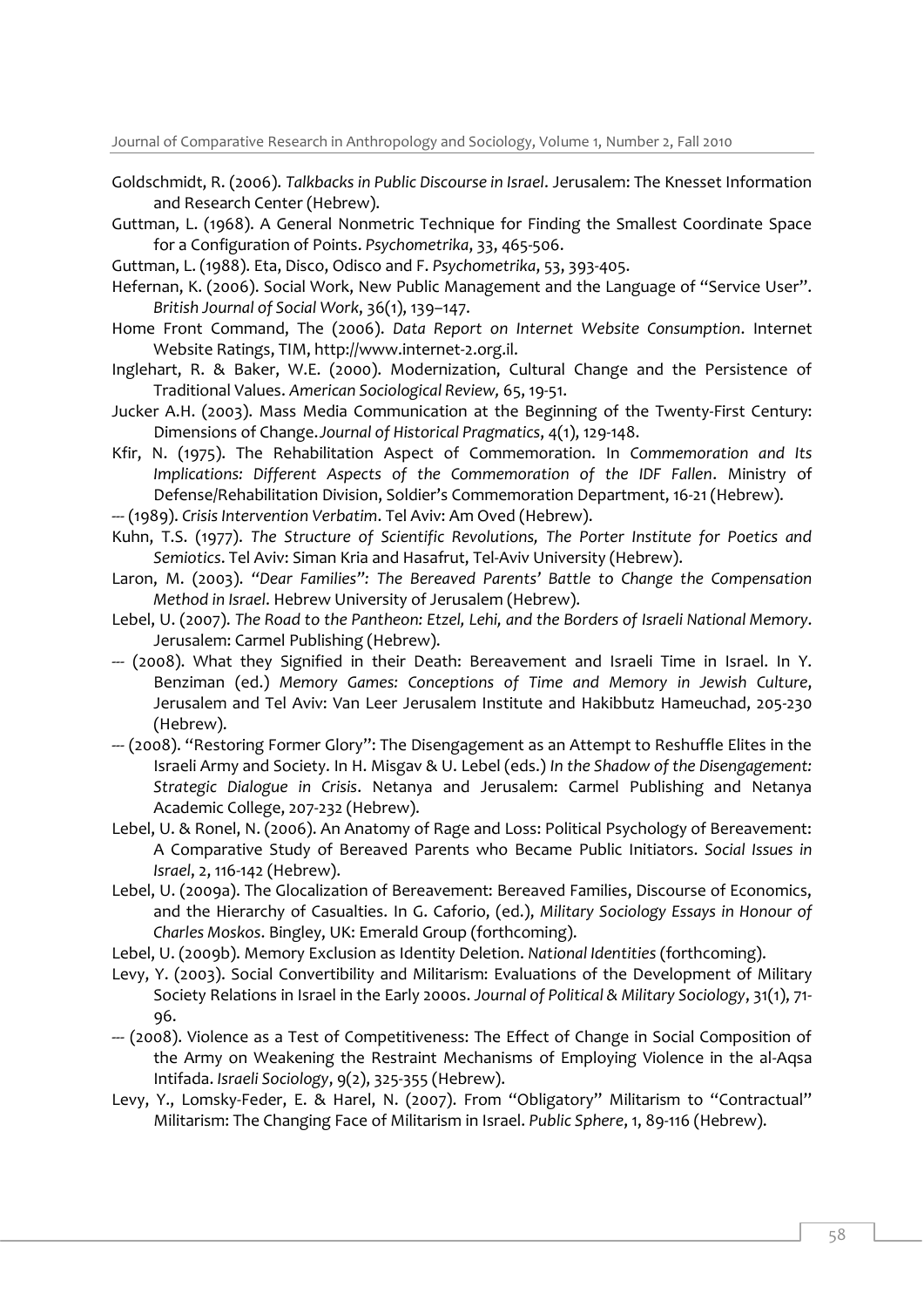Goldschmidt, R. (2006). *Talkbacks in Public Discourse in Israel*. Jerusalem: The Knesset Information and Research Center (Hebrew).

Guttman, L. (1968). A General Nonmetric Technique for Finding the Smallest Coordinate Space for a Configuration of Points. *Psychometrika*, 33, 465-506.

Guttman, L. (1988). Eta, Disco, Odisco and F. *Psychometrika*, 53, 393-405.

Hefernan, K. (2006). Social Work, New Public Management and the Language of "Service User". *British Journal of Social Work*, 36(1), 139–147.

Home Front Command, The (2006). *Data Report on Internet Website Consumption*. Internet Website Ratings, TIM, http://www.internet-2.org.il.

Inglehart, R. & Baker, W.E. (2000). Modernization, Cultural Change and the Persistence of Traditional Values. *American Sociological Review,* 65, 19-51.

Jucker A.H. (2003). Mass Media Communication at the Beginning of the Twenty-First Century: Dimensions of Change. *Journal of Historical Pragmatics*, 4(1), 129-148.

Kfir, N. (1975). The Rehabilitation Aspect of Commemoration. In *Commemoration and Its Implications: Different Aspects of the Commemoration of the IDF Fallen*. Ministry of Defense/Rehabilitation Division, Soldier's Commemoration Department, 16-21 (Hebrew).

--- (1989). *Crisis Intervention Verbatim*. Tel Aviv: Am Oved (Hebrew).

Kuhn, T.S. (1977). *The Structure of Scientific Revolutions, The Porter Institute for Poetics and Semiotics*. Tel Aviv: Siman Kria and Hasafrut, Tel-Aviv University (Hebrew).

Laron, M. (2003). *"Dear Families": The Bereaved Parents' Battle to Change the Compensation Method in Israel*. Hebrew University of Jerusalem (Hebrew).

Lebel, U. (2007). *The Road to the Pantheon: Etzel, Lehi, and the Borders of Israeli National Memory*. Jerusalem: Carmel Publishing (Hebrew).

--- (2008). What they Signified in their Death: Bereavement and Israeli Time in Israel. In Y. Benziman (ed.) *Memory Games: Conceptions of Time and Memory in Jewish Culture*, Jerusalem and Tel Aviv: Van Leer Jerusalem Institute and Hakibbutz Hameuchad, 205-230 (Hebrew).

--- (2008). "Restoring Former Glory": The Disengagement as an Attempt to Reshuffle Elites in the Israeli Army and Society. In H. Misgav & U. Lebel (eds.) *In the Shadow of the Disengagement: Strategic Dialogue in Crisis*. Netanya and Jerusalem: Carmel Publishing and Netanya Academic College, 207-232 (Hebrew).

Lebel, U. & Ronel, N. (2006). An Anatomy of Rage and Loss: Political Psychology of Bereavement: A Comparative Study of Bereaved Parents who Became Public Initiators. *Social Issues in Israel*, 2, 116-142 (Hebrew).

Lebel, U. (2009a). The Glocalization of Bereavement: Bereaved Families, Discourse of Economics, and the Hierarchy of Casualties. In G. Caforio, (ed.), *Military Sociology Essays in Honour of Charles Moskos*. Bingley, UK: Emerald Group (forthcoming).

Lebel, U. (2009b). Memory Exclusion as Identity Deletion. *National Identities* (forthcoming).

Levy, Y. (2003). Social Convertibility and Militarism: Evaluations of the Development of Military Society Relations in Israel in the Early 2000s. *Journal of Political & Military Sociology*, 31(1), 71-96.

--- (2008). Violence as a Test of Competitiveness: The Effect of Change in Social Composition of the Army on Weakening the Restraint Mechanisms of Employing Violence in the al-Aqsa Intifada. *Israeli Sociology*, 9(2), 325-355 (Hebrew).

Levy, Y., Lomsky-Feder, E. & Harel, N. (2007). From "Obligatory" Militarism to "Contractual" Militarism: The Changing Face of Militarism in Israel. *Public Sphere*, 1, 89-116 (Hebrew).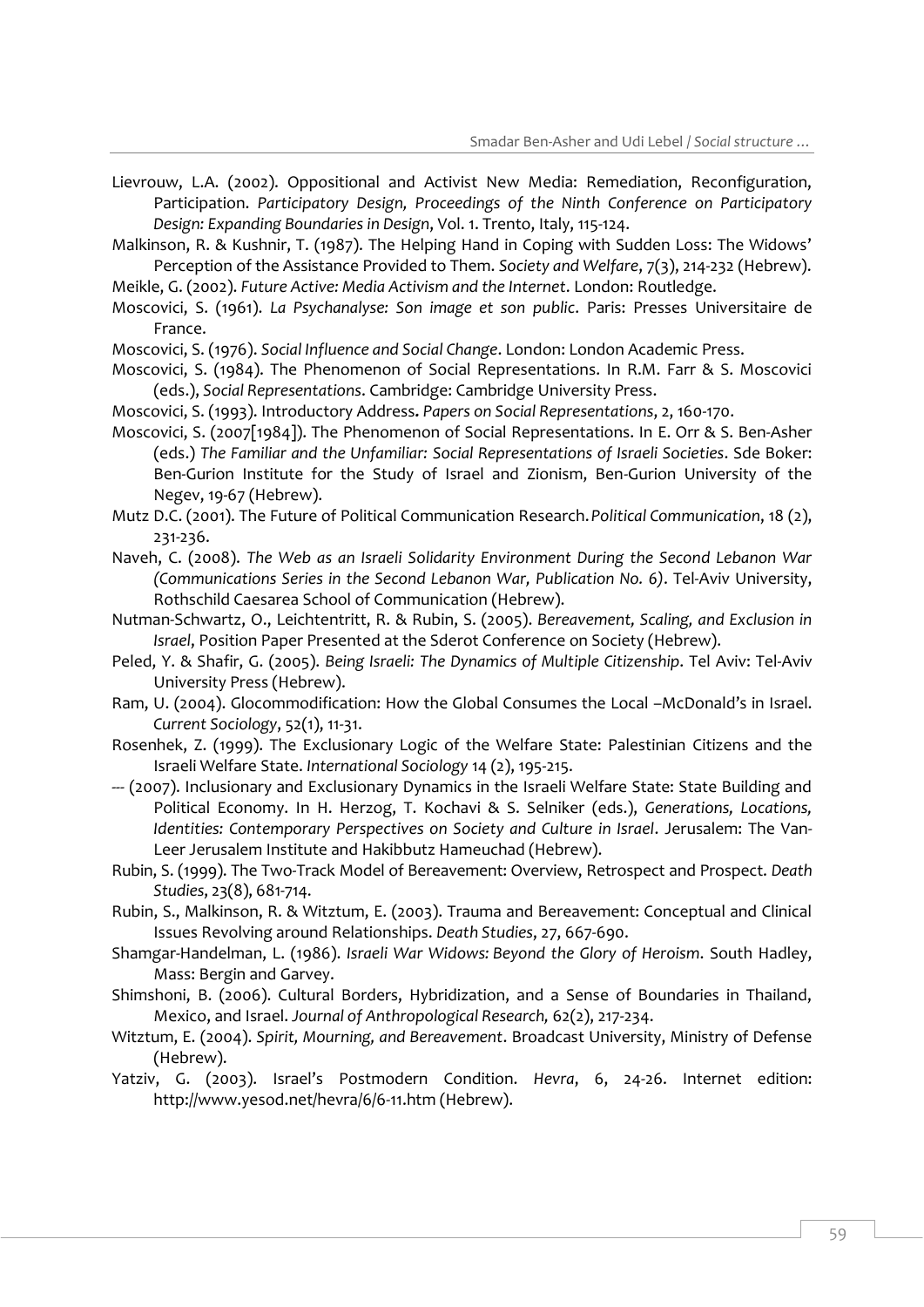Lievrouw, L.A. (2002). Oppositional and Activist New Media: Remediation, Reconfiguration, Participation. *Participatory Design, Proceedings of the Ninth Conference on Participatory Design: Expanding Boundaries in Design*, Vol. 1. Trento, Italy, 115-124.

Malkinson, R. & Kushnir, T. (1987). The Helping Hand in Coping with Sudden Loss: The Widows' Perception of the Assistance Provided to Them. *Society and Welfare*, 7(3), 214-232 (Hebrew).

Meikle, G. (2002). *Future Active: Media Activism and the Internet*. London: Routledge.

Moscovici, S. (1961). *La Psychanalyse: Son image et son public*. Paris: Presses Universitaire de France.

Moscovici, S. (1976). *Social Influence and Social Change*. London: London Academic Press.

Moscovici, S. (1984). The Phenomenon of Social Representations. In R.M. Farr & S. Moscovici (eds.), *Social Representations*. Cambridge: Cambridge University Press.

Moscovici, S. (1993). Introductory Address**.** *Papers on Social Representations*, 2, 160-170.

Moscovici, S. (2007[1984]). The Phenomenon of Social Representations. In E. Orr & S. Ben-Asher (eds.) *The Familiar and the Unfamiliar: Social Representations of Israeli Societies*. Sde Boker: Ben-Gurion Institute for the Study of Israel and Zionism, Ben-Gurion University of the Negev, 19-67 (Hebrew).

Mutz D.C. (2001). The Future of Political Communication Research. *Political Communication*, 18 (2), 231-236.

Naveh, C. (2008). *The Web as an Israeli Solidarity Environment During the Second Lebanon War (Communications Series in the Second Lebanon War, Publication No. 6)*. Tel-Aviv University, Rothschild Caesarea School of Communication (Hebrew).

Nutman-Schwartz, O., Leichtentritt, R. & Rubin, S. (2005). *Bereavement, Scaling, and Exclusion in Israel*, Position Paper Presented at the Sderot Conference on Society (Hebrew).

Peled, Y. & Shafir, G. (2005). *Being Israeli: The Dynamics of Multiple Citizenship*. Tel Aviv: Tel-Aviv University Press (Hebrew).

Ram, U. (2004). Glocommodification: How the Global Consumes the Local –McDonald's in Israel. *Current Sociology*, 52(1), 11-31.

Rosenhek, Z. (1999). The Exclusionary Logic of the Welfare State: Palestinian Citizens and the Israeli Welfare State. *International Sociology* 14 (2), 195-215.

--- (2007). Inclusionary and Exclusionary Dynamics in the Israeli Welfare State: State Building and Political Economy. In H. Herzog, T. Kochavi & S. Selniker (eds.), *Generations, Locations, Identities: Contemporary Perspectives on Society and Culture in Israel*. Jerusalem: The Van-Leer Jerusalem Institute and Hakibbutz Hameuchad (Hebrew).

Rubin, S. (1999). The Two-Track Model of Bereavement: Overview, Retrospect and Prospect. *Death Studies*, 23(8), 681-714.

Rubin, S., Malkinson, R. & Witztum, E. (2003). Trauma and Bereavement: Conceptual and Clinical Issues Revolving around Relationships. *Death Studies*, 27, 667-690.

Shamgar-Handelman, L. (1986). *Israeli War Widows: Beyond the Glory of Heroism*. South Hadley, Mass: Bergin and Garvey.

Shimshoni, B. (2006). Cultural Borders, Hybridization, and a Sense of Boundaries in Thailand, Mexico, and Israel. *Journal of Anthropological Research,* 62(2), 217-234.

Witztum, E. (2004). *Spirit, Mourning, and Bereavement*. Broadcast University, Ministry of Defense (Hebrew).

Yatziv, G. (2003). Israel's Postmodern Condition. *Hevra*, 6, 24-26. Internet edition: http://www.yesod.net/hevra/6/6-11.htm (Hebrew).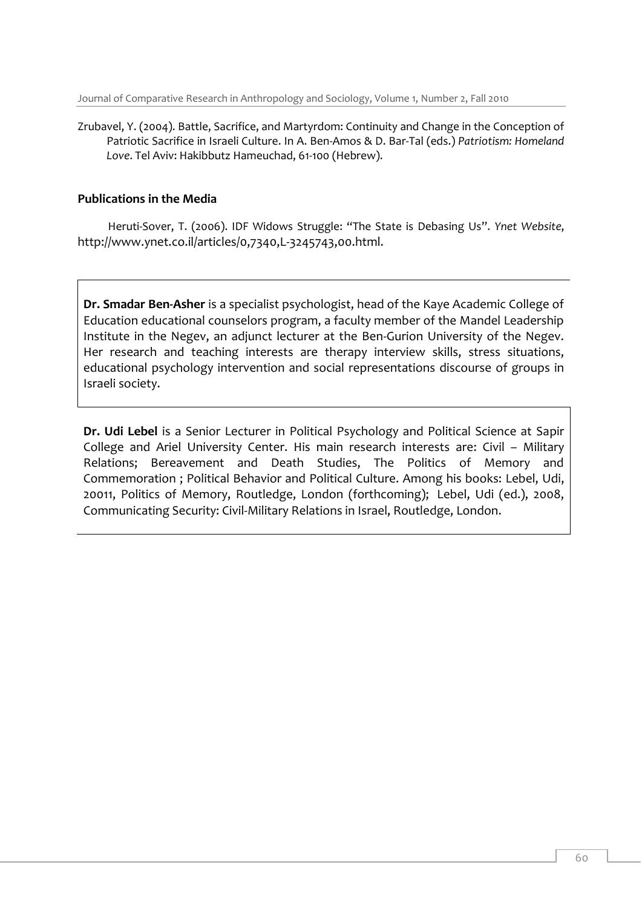Zrubavel, Y. (2004). Battle, Sacrifice, and Martyrdom: Continuity and Change in the Conception of Patriotic Sacrifice in Israeli Culture. In A. Ben-Amos & D. Bar-Tal (eds.) *Patriotism: Homeland Love*. Tel Aviv: Hakibbutz Hameuchad, 61-100 (Hebrew).

**Publications in the Media**

Heruti-Sover, T. (2006). IDF Widows Struggle: "The State is Debasing Us". *Ynet Website*, http://www.ynet.co.il/articles/0,7340,L-3245743,00.html.

**Dr. Smadar Ben-Asher** is a specialist psychologist, head of the Kaye Academic College of Education educational counselors program, a faculty member of the Mandel Leadership Institute in the Negev, an adjunct lecturer at the Ben-Gurion University of the Negev. Her research and teaching interests are therapy interview skills, stress situations, educational psychology intervention and social representations discourse of groups in Israeli society.

**Dr. Udi Lebel** is a Senior Lecturer in Political Psychology and Political Science at Sapir College and Ariel University Center. His main research interests are: Civil – Military Relations; Bereavement and Death Studies, The Politics of Memory and Commemoration ; Political Behavior and Political Culture. Among his books: Lebel, Udi, 20011, Politics of Memory, Routledge, London (forthcoming); Lebel, Udi (ed.), 2008, Communicating Security: Civil-Military Relations in Israel, Routledge, London.